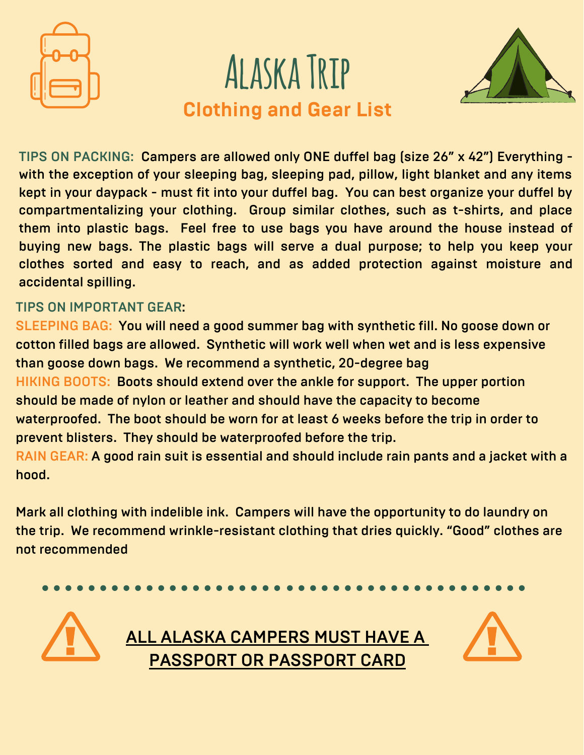# Alaska Trip

## Clothing and Gear List

**TIPS ON PACKING:** Campers are allowed only ONE duffel bag (size 26" x 42") Everything - with the exception of your sleeping bag, sleeping pad, pillow, light blanket and any items kept in your daypack - must fit into your duffel bag. You can best organize your duffel by compartmentalizing your clothing. Group similar clothes, such as t-shirts, and place them into plastic bags. Feel free to use bags you have around the house instead of buying new bags. The plastic bags will serve a dual purpose; to help you keep your clothes sorted and easy to reach, and as added protection against moisture and accidental spilling.

**TIPS ON IMPORTANT GEAR:**

**SLEEPING BAG:** You will need a good summer bag with synthetic fill. No goose down or cotton filled bags are allowed. Synthetic will work well when wet and is less expensive than goose down bags. We recommend a synthetic, 20-degree bag

**HIKING BOOTS:** Boots should extend over the ankle for support. The upper portion should be made of nylon or leather and should have the capacity to become waterproofed. The boot should be worn for at least 6 weeks before the trip in order to prevent blisters. They should be waterproofed before the trip.

**RAIN GEAR:** A good rain suit is essential and should include rain pants and a jacket with a hood.

Mark all clothing with indelible ink. Campers will have the opportunity to do laundry on the trip. We recommend wrinkle-resistant clothing that dries quickly. "Good" clothes are not recommended

---

**ALL ALASKA CAMPERS MUST HAVE A PASSPORT OR PASSPORT CARD**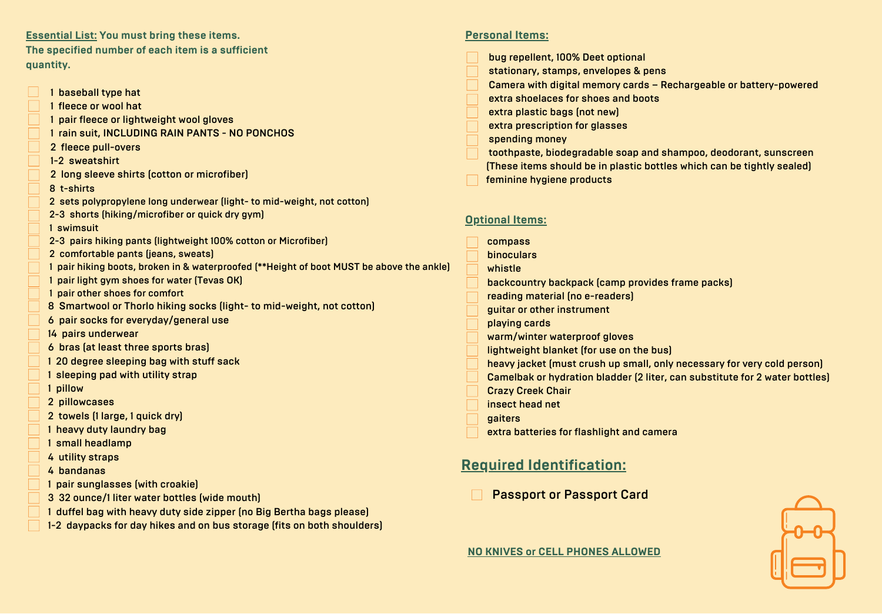**Essential List:** You must bring these items.
The specified number of each item is a sufficient quantity.

- [ ] 1 baseball type hat
- [ ] 1 fleece or wool hat
- [ ] 1 pair fleece or lightweight wool gloves
- [ ] 1 rain suit, INCLUDING RAIN PANTS - NO PONCHOS
- [ ] 2 fleece pull-overs
- [ ] 1-2 sweatshirt
- [ ] 2 long sleeve shirts (cotton or microfiber)
- [ ] 8 t-shirts
- [ ] 2 sets polypropylene long underwear (light- to mid-weight, not cotton)
- [ ] 2-3 shorts (hiking/microfiber or quick dry gym)
- [ ] 1 swimsuit
- [ ] 2-3 pairs hiking pants (lightweight 100% cotton or Microfiber)
- [ ] 2 comfortable pants (jeans, sweats)
- [ ] 1 pair hiking boots, broken in & waterproofed (**Height of boot MUST be above the ankle)
- [ ] 1 pair light gym shoes for water (Tevas OK)
- [ ] 1 pair other shoes for comfort
- [ ] 8 Smartwool or Thorlo hiking socks (light- to mid-weight, not cotton)
- [ ] 6 pair socks for everyday/general use
- [ ] 14 pairs underwear
- [ ] 6 bras (at least three sports bras)
- [ ] 1 20 degree sleeping bag with stuff sack
- [ ] 1 sleeping pad with utility strap
- [ ] 1 pillow
- [ ] 2 pillowcases
- [ ] 2 towels (1 large, 1 quick dry)
- [ ] 1 heavy duty laundry bag
- [ ] 1 small headlamp
- [ ] 4 utility straps
- [ ] 4 bandanas
- [ ] 1 pair sunglasses (with croakie)
- [ ] 3 32 ounce/1 liter water bottles (wide mouth)
- [ ] 1 duffel bag with heavy duty side zipper (no Big Bertha bags please)
- [ ] 1-2 daypacks for day hikes and on bus storage (fits on both shoulders)

**Personal Items:**

- [ ] bug repellent, 100% Deet optional
- [ ] stationary, stamps, envelopes & pens
- [ ] Camera with digital memory cards – Rechargeable or battery-powered
- [ ] extra shoelaces for shoes and boots
- [ ] extra plastic bags (not new)
- [ ] extra prescription for glasses
- [ ] spending money
- [ ] toothpaste, biodegradable soap and shampoo, deodorant, sunscreen (These items should be in plastic bottles which can be tightly sealed)
- [ ] feminine hygiene products

**Optional Items:**

- [ ] compass
- [ ] binoculars
- [ ] whistle
- [ ] backcountry backpack (camp provides frame packs)
- [ ] reading material (no e-readers)
- [ ] guitar or other instrument
- [ ] playing cards
- [ ] warm/winter waterproof gloves
- [ ] lightweight blanket (for use on the bus)
- [ ] heavy jacket (must crush up small, only necessary for very cold person)
- [ ] Camelbak or hydration bladder (2 liter, can substitute for 2 water bottles)
- [ ] Crazy Creek Chair
- [ ] insect head net
- [ ] gaiters
- [ ] extra batteries for flashlight and camera

## Required Identification:

- [ ] Passport or Passport Card

**NO KNIVES or CELL PHONES ALLOWED**